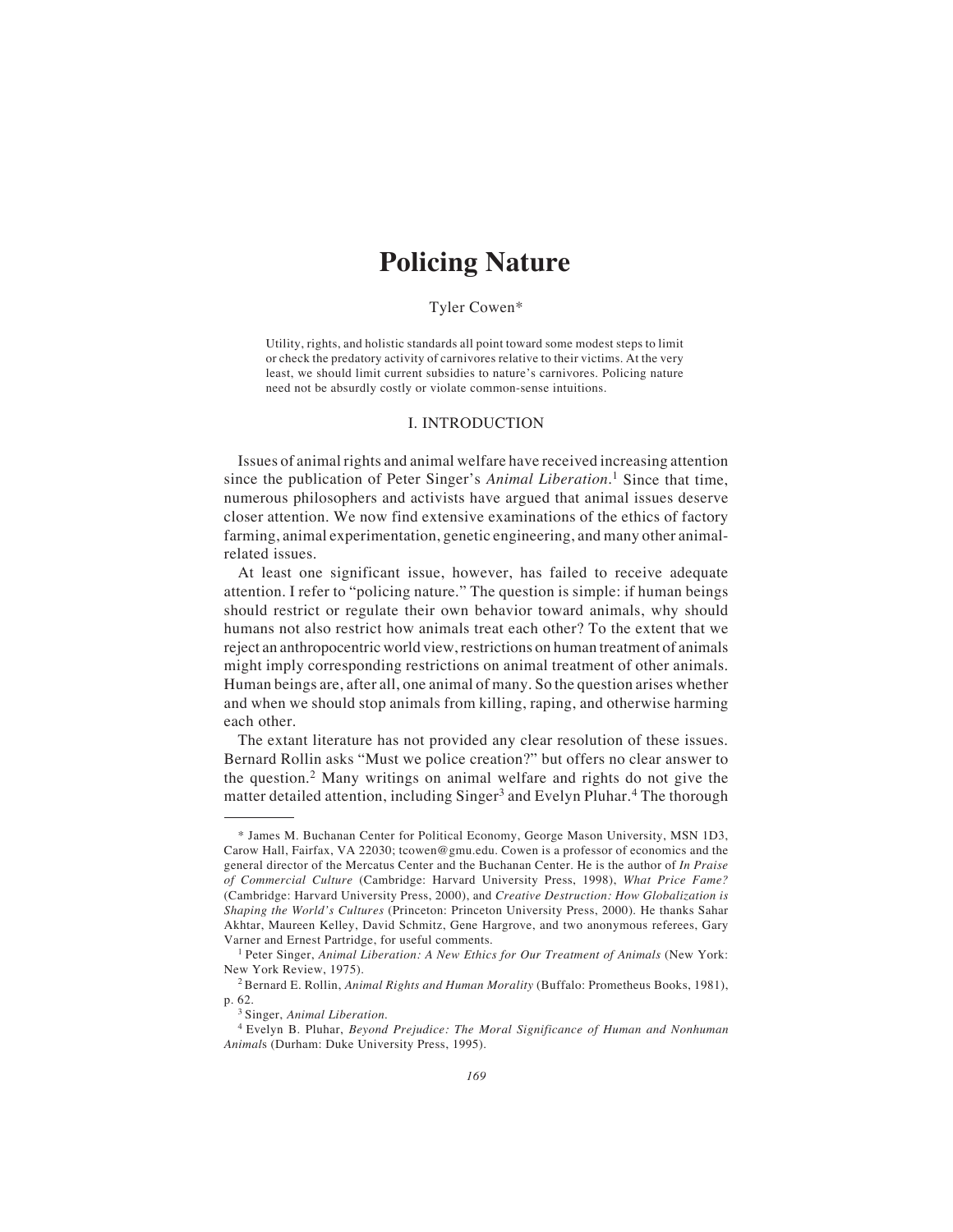# Policing Nature

Tyler Cowen*

Utility, rights, and holistic standards all point toward some modest steps to limit or check the predatory activity of carnivores relative to their victims. At the very least, we should limit current subsidies to nature's carnivores. Policing nature need not be absurdly costly or violate common-sense intuitions.

## I. INTRODUCTION

Issues of animal rights and animal welfare have received increasing attention since the publication of Peter Singer's *Animal Liberation*.[1] Since that time, numerous philosophers and activists have argued that animal issues deserve closer attention. We now find extensive examinations of the ethics of factory farming, animal experimentation, genetic engineering, and many other animal-related issues.

At least one significant issue, however, has failed to receive adequate attention. I refer to "policing nature." The question is simple: if human beings should restrict or regulate their own behavior toward animals, why should humans not also restrict how animals treat each other? To the extent that we reject an anthropocentric world view, restrictions on human treatment of animals might imply corresponding restrictions on animal treatment of other animals. Human beings are, after all, one animal of many. So the question arises whether and when we should stop animals from killing, raping, and otherwise harming each other.

The extant literature has not provided any clear resolution of these issues. Bernard Rollin asks "Must we police creation?" but offers no clear answer to the question.[2] Many writings on animal welfare and rights do not give the matter detailed attention, including Singer[3] and Evelyn Pluhar.[4] The thorough

---

\* James M. Buchanan Center for Political Economy, George Mason University, MSN 1D3, Carow Hall, Fairfax, VA 22030; tcowen@gmu.edu. Cowen is a professor of economics and the general director of the Mercatus Center and the Buchanan Center. He is the author of *In Praise of Commercial Culture* (Cambridge: Harvard University Press, 1998), *What Price Fame?* (Cambridge: Harvard University Press, 2000), and *Creative Destruction: How Globalization is Shaping the World's Cultures* (Princeton: Princeton University Press, 2000). He thanks Sahar Akhtar, Maureen Kelley, David Schmitz, Gene Hargrove, and two anonymous referees, Gary Varner and Ernest Partridge, for useful comments.

[1] Peter Singer, *Animal Liberation: A New Ethics for Our Treatment of Animals* (New York: New York Review, 1975).

[2] Bernard E. Rollin, *Animal Rights and Human Morality* (Buffalo: Prometheus Books, 1981), p. 62.

[3] Singer, *Animal Liberation.*

[4] Evelyn B. Pluhar, *Beyond Prejudice: The Moral Significance of Human and Nonhuman Animals* (Durham: Duke University Press, 1995).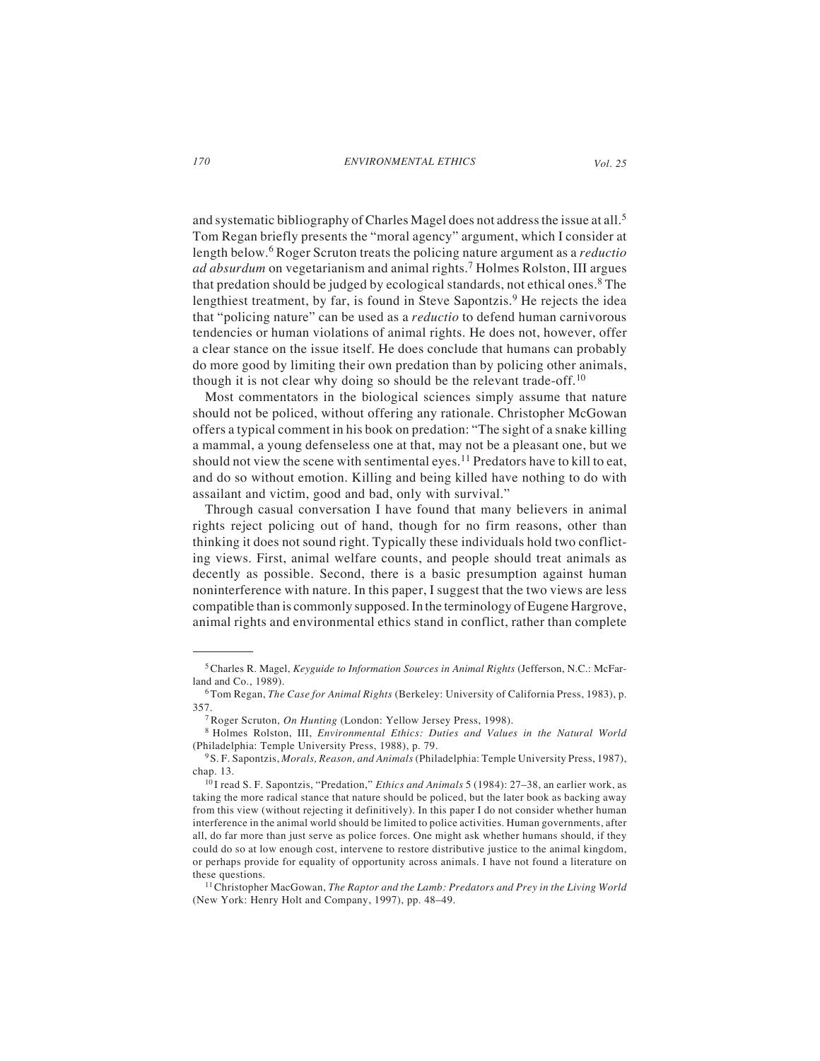and systematic bibliography of Charles Magel does not address the issue at all.[5] Tom Regan briefly presents the "moral agency" argument, which I consider at length below.[6] Roger Scruton treats the policing nature argument as a *reductio ad absurdum* on vegetarianism and animal rights.[7] Holmes Rolston, III argues that predation should be judged by ecological standards, not ethical ones.[8] The lengthiest treatment, by far, is found in Steve Sapontzis.[9] He rejects the idea that "policing nature" can be used as a *reductio* to defend human carnivorous tendencies or human violations of animal rights. He does not, however, offer a clear stance on the issue itself. He does conclude that humans can probably do more good by limiting their own predation than by policing other animals, though it is not clear why doing so should be the relevant trade-off.[10]

Most commentators in the biological sciences simply assume that nature should not be policed, without offering any rationale. Christopher McGowan offers a typical comment in his book on predation: "The sight of a snake killing a mammal, a young defenseless one at that, may not be a pleasant one, but we should not view the scene with sentimental eyes.[11] Predators have to kill to eat, and do so without emotion. Killing and being killed have nothing to do with assailant and victim, good and bad, only with survival."

Through casual conversation I have found that many believers in animal rights reject policing out of hand, though for no firm reasons, other than thinking it does not sound right. Typically these individuals hold two conflicting views. First, animal welfare counts, and people should treat animals as decently as possible. Second, there is a basic presumption against human noninterference with nature. In this paper, I suggest that the two views are less compatible than is commonly supposed. In the terminology of Eugene Hargrove, animal rights and environmental ethics stand in conflict, rather than complete

---

[5] Charles R. Magel, *Keyguide to Information Sources in Animal Rights* (Jefferson, N.C.: McFarland and Co., 1989).

[6] Tom Regan, *The Case for Animal Rights* (Berkeley: University of California Press, 1983), p. 357.

[7] Roger Scruton, *On Hunting* (London: Yellow Jersey Press, 1998).

[8] Holmes Rolston, III, *Environmental Ethics: Duties and Values in the Natural World* (Philadelphia: Temple University Press, 1988), p. 79.

[9] S. F. Sapontzis, *Morals, Reason, and Animals* (Philadelphia: Temple University Press, 1987), chap. 13.

[10] I read S. F. Sapontzis, "Predation," *Ethics and Animals* 5 (1984): 27–38, an earlier work, as taking the more radical stance that nature should be policed, but the later book as backing away from this view (without rejecting it definitively). In this paper I do not consider whether human interference in the animal world should be limited to police activities. Human governments, after all, do far more than just serve as police forces. One might ask whether humans should, if they could do so at low enough cost, intervene to restore distributive justice to the animal kingdom, or perhaps provide for equality of opportunity across animals. I have not found a literature on these questions.

[11] Christopher MacGowan, *The Raptor and the Lamb: Predators and Prey in the Living World* (New York: Henry Holt and Company, 1997), pp. 48–49.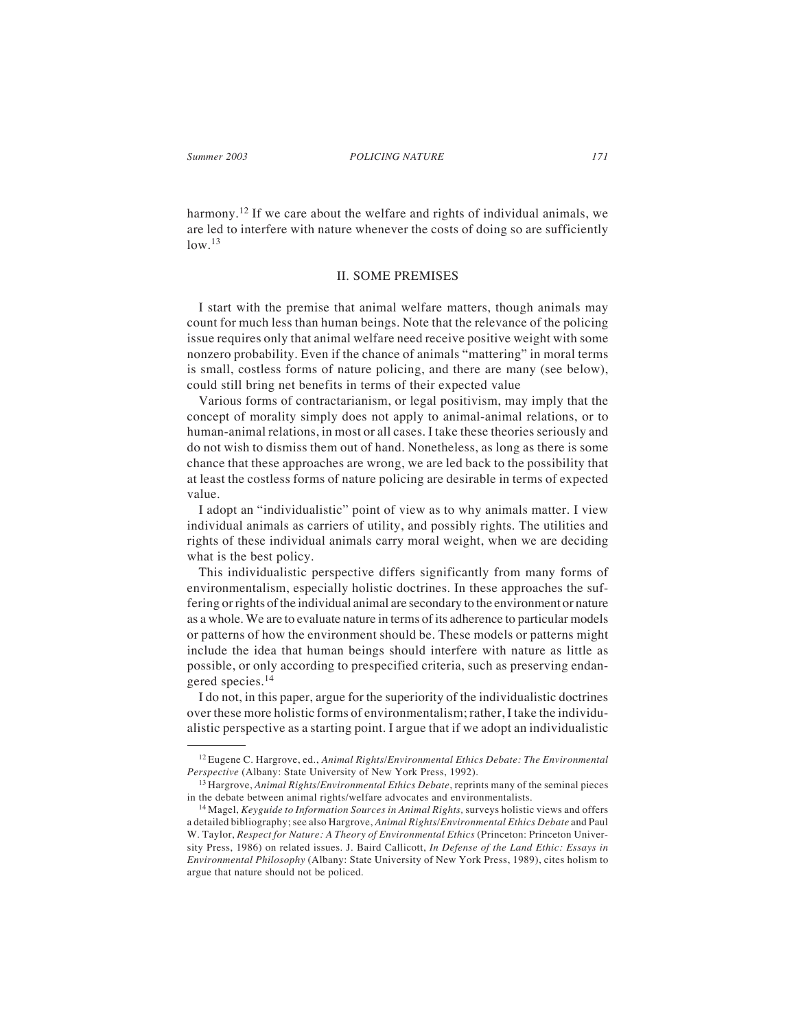harmony.[12] If we care about the welfare and rights of individual animals, we are led to interfere with nature whenever the costs of doing so are sufficiently low.[13]

## II. SOME PREMISES

I start with the premise that animal welfare matters, though animals may count for much less than human beings. Note that the relevance of the policing issue requires only that animal welfare need receive positive weight with some nonzero probability. Even if the chance of animals "mattering" in moral terms is small, costless forms of nature policing, and there are many (see below), could still bring net benefits in terms of their expected value

Various forms of contractarianism, or legal positivism, may imply that the concept of morality simply does not apply to animal-animal relations, or to human-animal relations, in most or all cases. I take these theories seriously and do not wish to dismiss them out of hand. Nonetheless, as long as there is some chance that these approaches are wrong, we are led back to the possibility that at least the costless forms of nature policing are desirable in terms of expected value.

I adopt an "individualistic" point of view as to why animals matter. I view individual animals as carriers of utility, and possibly rights. The utilities and rights of these individual animals carry moral weight, when we are deciding what is the best policy.

This individualistic perspective differs significantly from many forms of environmentalism, especially holistic doctrines. In these approaches the suffering or rights of the individual animal are secondary to the environment or nature as a whole. We are to evaluate nature in terms of its adherence to particular models or patterns of how the environment should be. These models or patterns might include the idea that human beings should interfere with nature as little as possible, or only according to prespecified criteria, such as preserving endangered species.[14]

I do not, in this paper, argue for the superiority of the individualistic doctrines over these more holistic forms of environmentalism; rather, I take the individualistic perspective as a starting point. I argue that if we adopt an individualistic

---

[12] Eugene C. Hargrove, ed., *Animal Rights/Environmental Ethics Debate: The Environmental Perspective* (Albany: State University of New York Press, 1992).

[13] Hargrove, *Animal Rights/Environmental Ethics Debate*, reprints many of the seminal pieces in the debate between animal rights/welfare advocates and environmentalists.

[14] Magel, *Keyguide to Information Sources in Animal Rights,* surveys holistic views and offers a detailed bibliography; see also Hargrove, *Animal Rights/Environmental Ethics Debate* and Paul W. Taylor, *Respect for Nature: A Theory of Environmental Ethics* (Princeton: Princeton University Press, 1986) on related issues. J. Baird Callicott, *In Defense of the Land Ethic: Essays in Environmental Philosophy* (Albany: State University of New York Press, 1989), cites holism to argue that nature should not be policed.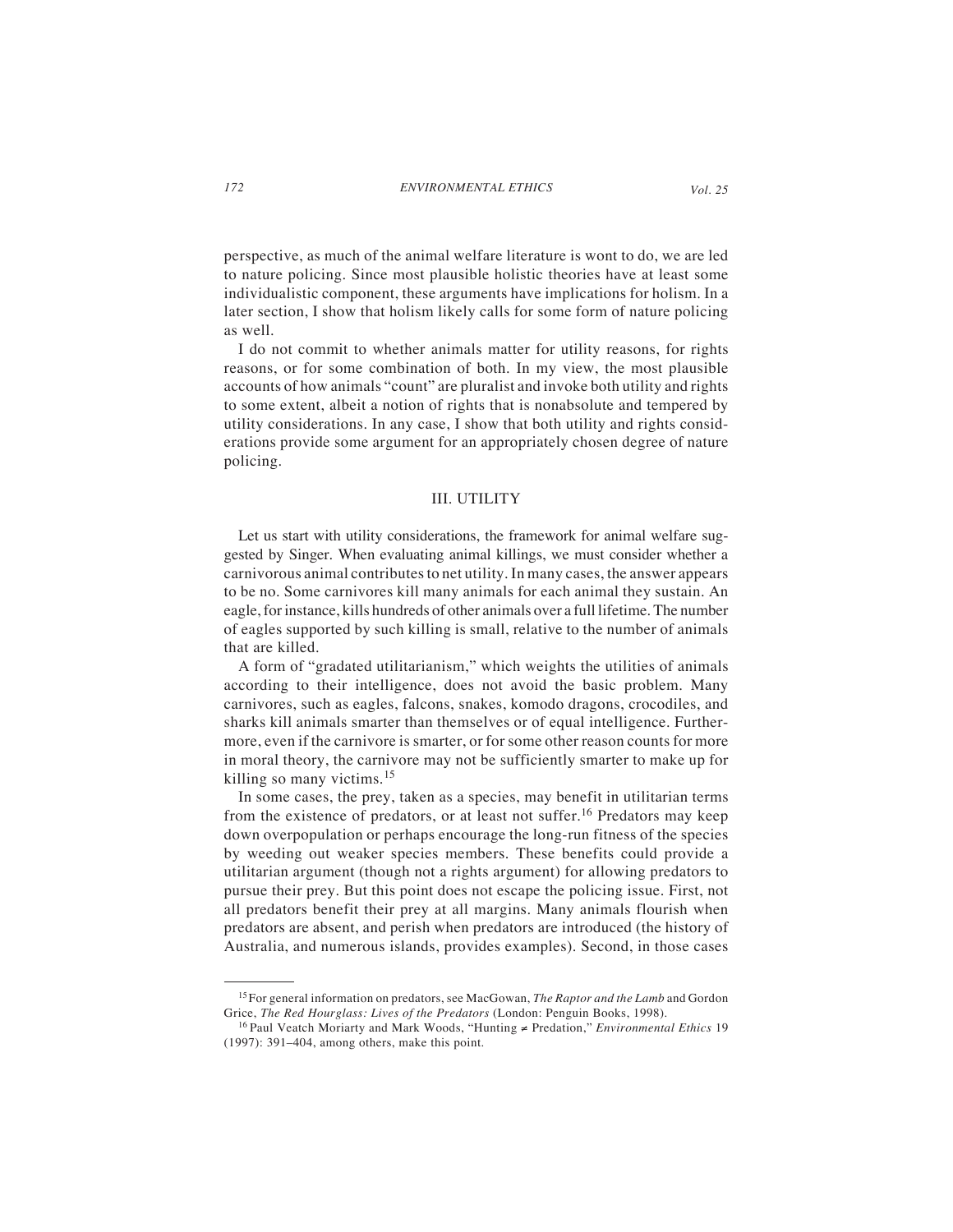perspective, as much of the animal welfare literature is wont to do, we are led to nature policing. Since most plausible holistic theories have at least some individualistic component, these arguments have implications for holism. In a later section, I show that holism likely calls for some form of nature policing as well.

I do not commit to whether animals matter for utility reasons, for rights reasons, or for some combination of both. In my view, the most plausible accounts of how animals "count" are pluralist and invoke both utility and rights to some extent, albeit a notion of rights that is nonabsolute and tempered by utility considerations. In any case, I show that both utility and rights considerations provide some argument for an appropriately chosen degree of nature policing.

## III. UTILITY

Let us start with utility considerations, the framework for animal welfare suggested by Singer. When evaluating animal killings, we must consider whether a carnivorous animal contributes to net utility. In many cases, the answer appears to be no. Some carnivores kill many animals for each animal they sustain. An eagle, for instance, kills hundreds of other animals over a full lifetime. The number of eagles supported by such killing is small, relative to the number of animals that are killed.

A form of "gradated utilitarianism," which weights the utilities of animals according to their intelligence, does not avoid the basic problem. Many carnivores, such as eagles, falcons, snakes, komodo dragons, crocodiles, and sharks kill animals smarter than themselves or of equal intelligence. Furthermore, even if the carnivore is smarter, or for some other reason counts for more in moral theory, the carnivore may not be sufficiently smarter to make up for killing so many victims.[15]

In some cases, the prey, taken as a species, may benefit in utilitarian terms from the existence of predators, or at least not suffer.[16] Predators may keep down overpopulation or perhaps encourage the long-run fitness of the species by weeding out weaker species members. These benefits could provide a utilitarian argument (though not a rights argument) for allowing predators to pursue their prey. But this point does not escape the policing issue. First, not all predators benefit their prey at all margins. Many animals flourish when predators are absent, and perish when predators are introduced (the history of Australia, and numerous islands, provides examples). Second, in those cases

---

[15] For general information on predators, see MacGowan, *The Raptor and the Lamb* and Gordon Grice, *The Red Hourglass: Lives of the Predators* (London: Penguin Books, 1998).

[16] Paul Veatch Moriarty and Mark Woods, "Hunting ≠ Predation," *Environmental Ethics* 19 (1997): 391–404, among others, make this point.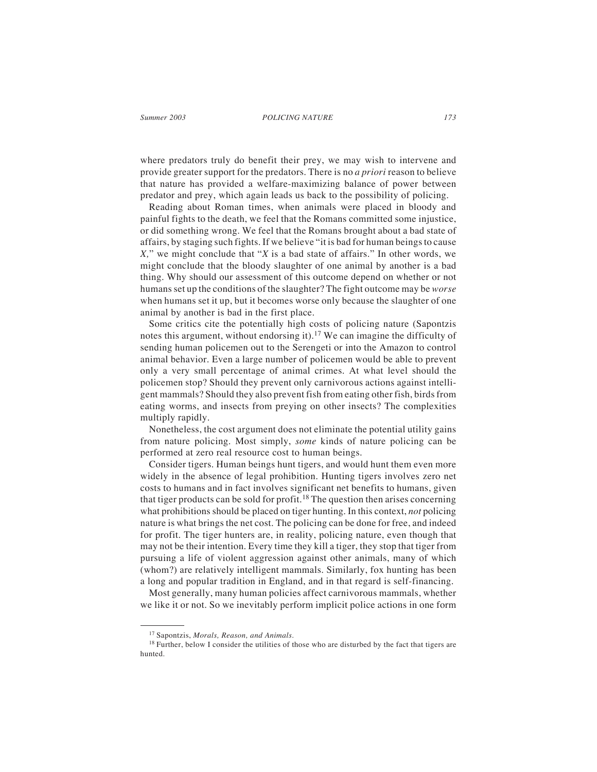where predators truly do benefit their prey, we may wish to intervene and provide greater support for the predators. There is no *a priori* reason to believe that nature has provided a welfare-maximizing balance of power between predator and prey, which again leads us back to the possibility of policing.

Reading about Roman times, when animals were placed in bloody and painful fights to the death, we feel that the Romans committed some injustice, or did something wrong. We feel that the Romans brought about a bad state of affairs, by staging such fights. If we believe "it is bad for human beings to cause *X*," we might conclude that "*X* is a bad state of affairs." In other words, we might conclude that the bloody slaughter of one animal by another is a bad thing. Why should our assessment of this outcome depend on whether or not humans set up the conditions of the slaughter? The fight outcome may be *worse* when humans set it up, but it becomes worse only because the slaughter of one animal by another is bad in the first place.

Some critics cite the potentially high costs of policing nature (Sapontzis notes this argument, without endorsing it).[17] We can imagine the difficulty of sending human policemen out to the Serengeti or into the Amazon to control animal behavior. Even a large number of policemen would be able to prevent only a very small percentage of animal crimes. At what level should the policemen stop? Should they prevent only carnivorous actions against intelligent mammals? Should they also prevent fish from eating other fish, birds from eating worms, and insects from preying on other insects? The complexities multiply rapidly.

Nonetheless, the cost argument does not eliminate the potential utility gains from nature policing. Most simply, *some* kinds of nature policing can be performed at zero real resource cost to human beings.

Consider tigers. Human beings hunt tigers, and would hunt them even more widely in the absence of legal prohibition. Hunting tigers involves zero net costs to humans and in fact involves significant net benefits to humans, given that tiger products can be sold for profit.[18] The question then arises concerning what prohibitions should be placed on tiger hunting. In this context, *not* policing nature is what brings the net cost. The policing can be done for free, and indeed for profit. The tiger hunters are, in reality, policing nature, even though that may not be their intention. Every time they kill a tiger, they stop that tiger from pursuing a life of violent aggression against other animals, many of which (whom?) are relatively intelligent mammals. Similarly, fox hunting has been a long and popular tradition in England, and in that regard is self-financing.

Most generally, many human policies affect carnivorous mammals, whether we like it or not. So we inevitably perform implicit police actions in one form

---

[17] Sapontzis, *Morals, Reason, and Animals.*

[18] Further, below I consider the utilities of those who are disturbed by the fact that tigers are hunted.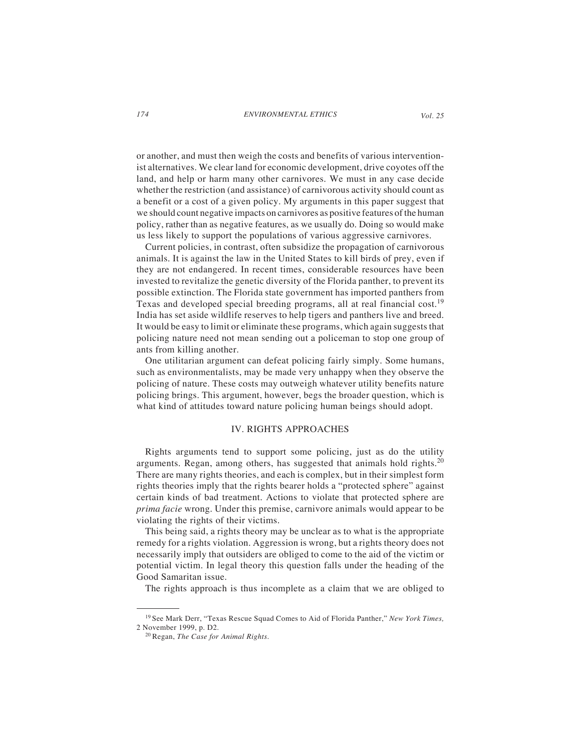or another, and must then weigh the costs and benefits of various interventionist alternatives. We clear land for economic development, drive coyotes off the land, and help or harm many other carnivores. We must in any case decide whether the restriction (and assistance) of carnivorous activity should count as a benefit or a cost of a given policy. My arguments in this paper suggest that we should count negative impacts on carnivores as positive features of the human policy, rather than as negative features, as we usually do. Doing so would make us less likely to support the populations of various aggressive carnivores.

Current policies, in contrast, often subsidize the propagation of carnivorous animals. It is against the law in the United States to kill birds of prey, even if they are not endangered. In recent times, considerable resources have been invested to revitalize the genetic diversity of the Florida panther, to prevent its possible extinction. The Florida state government has imported panthers from Texas and developed special breeding programs, all at real financial cost.[19] India has set aside wildlife reserves to help tigers and panthers live and breed. It would be easy to limit or eliminate these programs, which again suggests that policing nature need not mean sending out a policeman to stop one group of ants from killing another.

One utilitarian argument can defeat policing fairly simply. Some humans, such as environmentalists, may be made very unhappy when they observe the policing of nature. These costs may outweigh whatever utility benefits nature policing brings. This argument, however, begs the broader question, which is what kind of attitudes toward nature policing human beings should adopt.

## IV. RIGHTS APPROACHES

Rights arguments tend to support some policing, just as do the utility arguments. Regan, among others, has suggested that animals hold rights.[20] There are many rights theories, and each is complex, but in their simplest form rights theories imply that the rights bearer holds a "protected sphere" against certain kinds of bad treatment. Actions to violate that protected sphere are *prima facie* wrong. Under this premise, carnivore animals would appear to be violating the rights of their victims.

This being said, a rights theory may be unclear as to what is the appropriate remedy for a rights violation. Aggression is wrong, but a rights theory does not necessarily imply that outsiders are obliged to come to the aid of the victim or potential victim. In legal theory this question falls under the heading of the Good Samaritan issue.

The rights approach is thus incomplete as a claim that we are obliged to

[19] See Mark Derr, "Texas Rescue Squad Comes to Aid of Florida Panther," *New York Times,* 2 November 1999, p. D2.

[20] Regan, *The Case for Animal Rights.*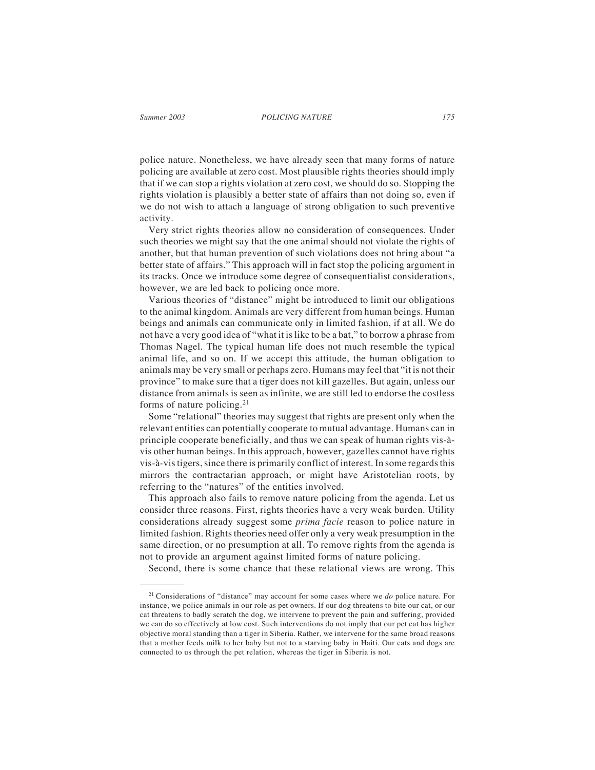police nature. Nonetheless, we have already seen that many forms of nature policing are available at zero cost. Most plausible rights theories should imply that if we can stop a rights violation at zero cost, we should do so. Stopping the rights violation is plausibly a better state of affairs than not doing so, even if we do not wish to attach a language of strong obligation to such preventive activity.

Very strict rights theories allow no consideration of consequences. Under such theories we might say that the one animal should not violate the rights of another, but that human prevention of such violations does not bring about "a better state of affairs." This approach will in fact stop the policing argument in its tracks. Once we introduce some degree of consequentialist considerations, however, we are led back to policing once more.

Various theories of "distance" might be introduced to limit our obligations to the animal kingdom. Animals are very different from human beings. Human beings and animals can communicate only in limited fashion, if at all. We do not have a very good idea of "what it is like to be a bat," to borrow a phrase from Thomas Nagel. The typical human life does not much resemble the typical animal life, and so on. If we accept this attitude, the human obligation to animals may be very small or perhaps zero. Humans may feel that "it is not their province" to make sure that a tiger does not kill gazelles. But again, unless our distance from animals is seen as infinite, we are still led to endorse the costless forms of nature policing.[21]

Some "relational" theories may suggest that rights are present only when the relevant entities can potentially cooperate to mutual advantage. Humans can in principle cooperate beneficially, and thus we can speak of human rights vis-à-vis other human beings. In this approach, however, gazelles cannot have rights vis-à-vis tigers, since there is primarily conflict of interest. In some regards this mirrors the contractarian approach, or might have Aristotelian roots, by referring to the "natures" of the entities involved.

This approach also fails to remove nature policing from the agenda. Let us consider three reasons. First, rights theories have a very weak burden. Utility considerations already suggest some *prima facie* reason to police nature in limited fashion. Rights theories need offer only a very weak presumption in the same direction, or no presumption at all. To remove rights from the agenda is not to provide an argument against limited forms of nature policing.

Second, there is some chance that these relational views are wrong. This

---

[21] Considerations of "distance" may account for some cases where we *do* police nature. For instance, we police animals in our role as pet owners. If our dog threatens to bite our cat, or our cat threatens to badly scratch the dog, we intervene to prevent the pain and suffering, provided we can do so effectively at low cost. Such interventions do not imply that our pet cat has higher objective moral standing than a tiger in Siberia. Rather, we intervene for the same broad reasons that a mother feeds milk to her baby but not to a starving baby in Haiti. Our cats and dogs are connected to us through the pet relation, whereas the tiger in Siberia is not.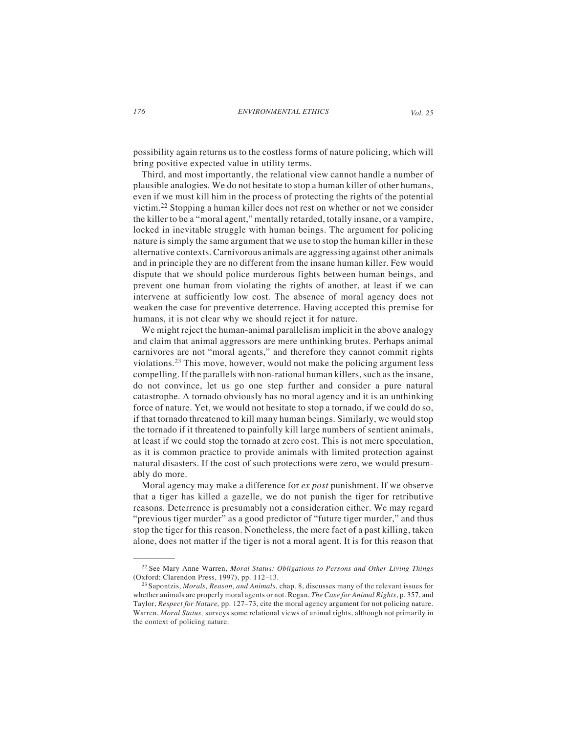possibility again returns us to the costless forms of nature policing, which will bring positive expected value in utility terms.

Third, and most importantly, the relational view cannot handle a number of plausible analogies. We do not hesitate to stop a human killer of other humans, even if we must kill him in the process of protecting the rights of the potential victim.[22] Stopping a human killer does not rest on whether or not we consider the killer to be a "moral agent," mentally retarded, totally insane, or a vampire, locked in inevitable struggle with human beings. The argument for policing nature is simply the same argument that we use to stop the human killer in these alternative contexts. Carnivorous animals are aggressing against other animals and in principle they are no different from the insane human killer. Few would dispute that we should police murderous fights between human beings, and prevent one human from violating the rights of another, at least if we can intervene at sufficiently low cost. The absence of moral agency does not weaken the case for preventive deterrence. Having accepted this premise for humans, it is not clear why we should reject it for nature.

We might reject the human-animal parallelism implicit in the above analogy and claim that animal aggressors are mere unthinking brutes. Perhaps animal carnivores are not "moral agents," and therefore they cannot commit rights violations.[23] This move, however, would not make the policing argument less compelling. If the parallels with non-rational human killers, such as the insane, do not convince, let us go one step further and consider a pure natural catastrophe. A tornado obviously has no moral agency and it is an unthinking force of nature. Yet, we would not hesitate to stop a tornado, if we could do so, if that tornado threatened to kill many human beings. Similarly, we would stop the tornado if it threatened to painfully kill large numbers of sentient animals, at least if we could stop the tornado at zero cost. This is not mere speculation, as it is common practice to provide animals with limited protection against natural disasters. If the cost of such protections were zero, we would presumably do more.

Moral agency may make a difference for *ex post* punishment. If we observe that a tiger has killed a gazelle, we do not punish the tiger for retributive reasons. Deterrence is presumably not a consideration either. We may regard "previous tiger murder" as a good predictor of "future tiger murder," and thus stop the tiger for this reason. Nonetheless, the mere fact of a past killing, taken alone, does not matter if the tiger is not a moral agent. It is for this reason that

---

[22] See Mary Anne Warren, *Moral Status: Obligations to Persons and Other Living Things* (Oxford: Clarendon Press, 1997), pp. 112–13.

[23] Sapontzis, *Morals, Reason, and Animals*, chap. 8, discusses many of the relevant issues for whether animals are properly moral agents or not. Regan, *The Case for Animal Rights*, p. 357, and Taylor, *Respect for Nature,* pp. 127–73, cite the moral agency argument for not policing nature. Warren, *Moral Status,* surveys some relational views of animal rights, although not primarily in the context of policing nature.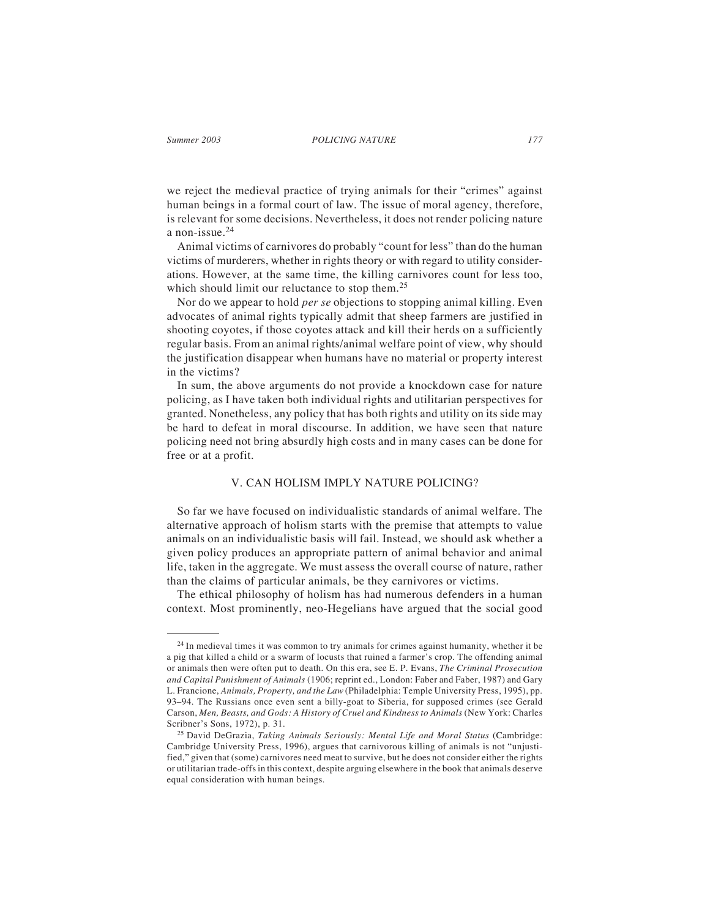we reject the medieval practice of trying animals for their "crimes" against human beings in a formal court of law. The issue of moral agency, therefore, is relevant for some decisions. Nevertheless, it does not render policing nature a non-issue.[24]

Animal victims of carnivores do probably "count for less" than do the human victims of murderers, whether in rights theory or with regard to utility considerations. However, at the same time, the killing carnivores count for less too, which should limit our reluctance to stop them.[25]

Nor do we appear to hold *per se* objections to stopping animal killing. Even advocates of animal rights typically admit that sheep farmers are justified in shooting coyotes, if those coyotes attack and kill their herds on a sufficiently regular basis. From an animal rights/animal welfare point of view, why should the justification disappear when humans have no material or property interest in the victims?

In sum, the above arguments do not provide a knockdown case for nature policing, as I have taken both individual rights and utilitarian perspectives for granted. Nonetheless, any policy that has both rights and utility on its side may be hard to defeat in moral discourse. In addition, we have seen that nature policing need not bring absurdly high costs and in many cases can be done for free or at a profit.

## V. CAN HOLISM IMPLY NATURE POLICING?

So far we have focused on individualistic standards of animal welfare. The alternative approach of holism starts with the premise that attempts to value animals on an individualistic basis will fail. Instead, we should ask whether a given policy produces an appropriate pattern of animal behavior and animal life, taken in the aggregate. We must assess the overall course of nature, rather than the claims of particular animals, be they carnivores or victims.

The ethical philosophy of holism has had numerous defenders in a human context. Most prominently, neo-Hegelians have argued that the social good

---

[24] In medieval times it was common to try animals for crimes against humanity, whether it be a pig that killed a child or a swarm of locusts that ruined a farmer's crop. The offending animal or animals then were often put to death. On this era, see E. P. Evans, *The Criminal Prosecution and Capital Punishment of Animals* (1906; reprint ed., London: Faber and Faber, 1987) and Gary L. Francione, *Animals, Property, and the Law* (Philadelphia: Temple University Press, 1995), pp. 93–94. The Russians once even sent a billy-goat to Siberia, for supposed crimes (see Gerald Carson, *Men, Beasts, and Gods: A History of Cruel and Kindness to Animals* (New York: Charles Scribner's Sons, 1972), p. 31.

[25] David DeGrazia, *Taking Animals Seriously: Mental Life and Moral Status* (Cambridge: Cambridge University Press, 1996), argues that carnivorous killing of animals is not "unjustified," given that (some) carnivores need meat to survive, but he does not consider either the rights or utilitarian trade-offs in this context, despite arguing elsewhere in the book that animals deserve equal consideration with human beings.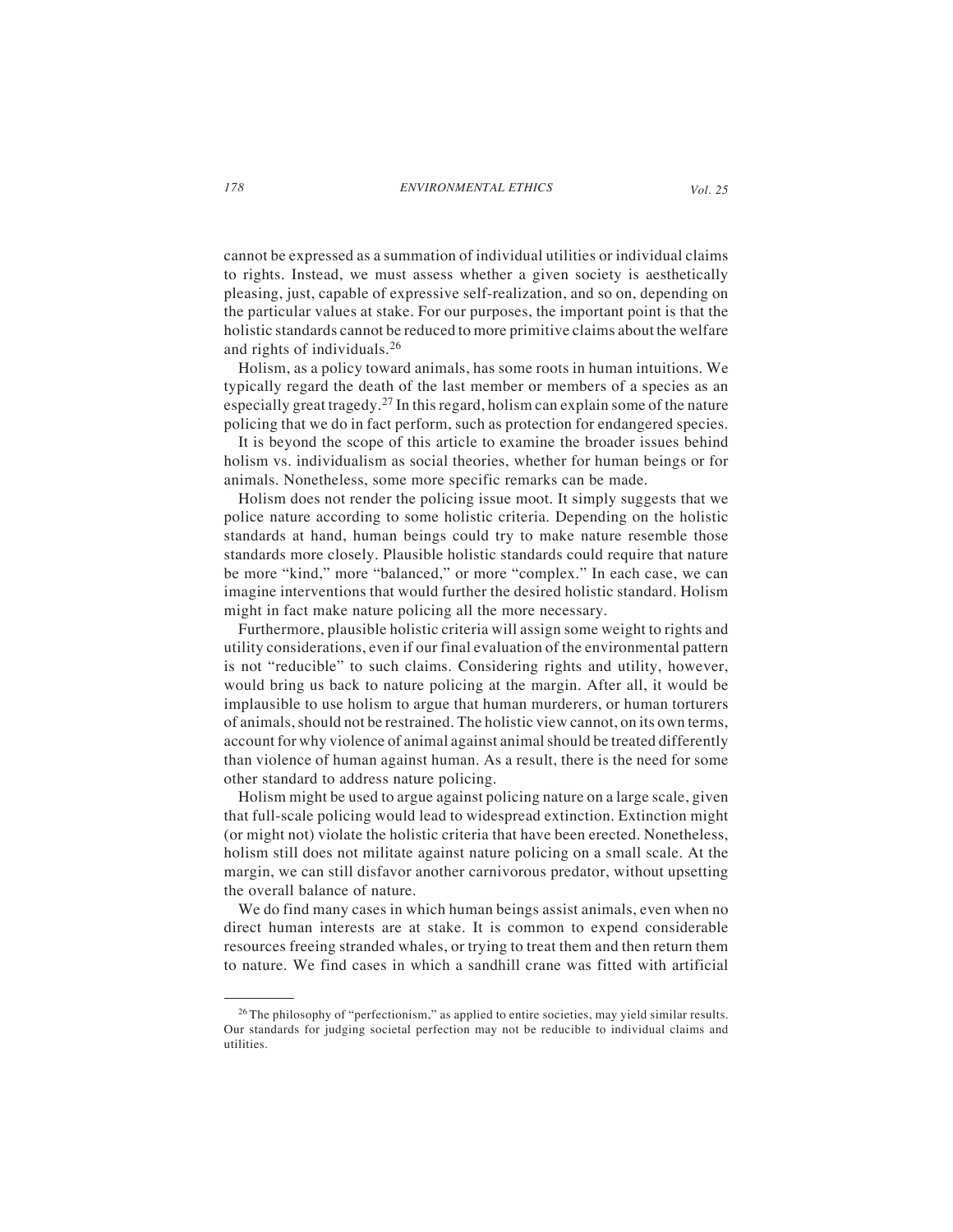cannot be expressed as a summation of individual utilities or individual claims to rights. Instead, we must assess whether a given society is aesthetically pleasing, just, capable of expressive self-realization, and so on, depending on the particular values at stake. For our purposes, the important point is that the holistic standards cannot be reduced to more primitive claims about the welfare and rights of individuals.[26]

Holism, as a policy toward animals, has some roots in human intuitions. We typically regard the death of the last member or members of a species as an especially great tragedy.[27] In this regard, holism can explain some of the nature policing that we do in fact perform, such as protection for endangered species.

It is beyond the scope of this article to examine the broader issues behind holism vs. individualism as social theories, whether for human beings or for animals. Nonetheless, some more specific remarks can be made.

Holism does not render the policing issue moot. It simply suggests that we police nature according to some holistic criteria. Depending on the holistic standards at hand, human beings could try to make nature resemble those standards more closely. Plausible holistic standards could require that nature be more "kind," more "balanced," or more "complex." In each case, we can imagine interventions that would further the desired holistic standard. Holism might in fact make nature policing all the more necessary.

Furthermore, plausible holistic criteria will assign some weight to rights and utility considerations, even if our final evaluation of the environmental pattern is not "reducible" to such claims. Considering rights and utility, however, would bring us back to nature policing at the margin. After all, it would be implausible to use holism to argue that human murderers, or human torturers of animals, should not be restrained. The holistic view cannot, on its own terms, account for why violence of animal against animal should be treated differently than violence of human against human. As a result, there is the need for some other standard to address nature policing.

Holism might be used to argue against policing nature on a large scale, given that full-scale policing would lead to widespread extinction. Extinction might (or might not) violate the holistic criteria that have been erected. Nonetheless, holism still does not militate against nature policing on a small scale. At the margin, we can still disfavor another carnivorous predator, without upsetting the overall balance of nature.

We do find many cases in which human beings assist animals, even when no direct human interests are at stake. It is common to expend considerable resources freeing stranded whales, or trying to treat them and then return them to nature. We find cases in which a sandhill crane was fitted with artificial

[26] The philosophy of "perfectionism," as applied to entire societies, may yield similar results. Our standards for judging societal perfection may not be reducible to individual claims and utilities.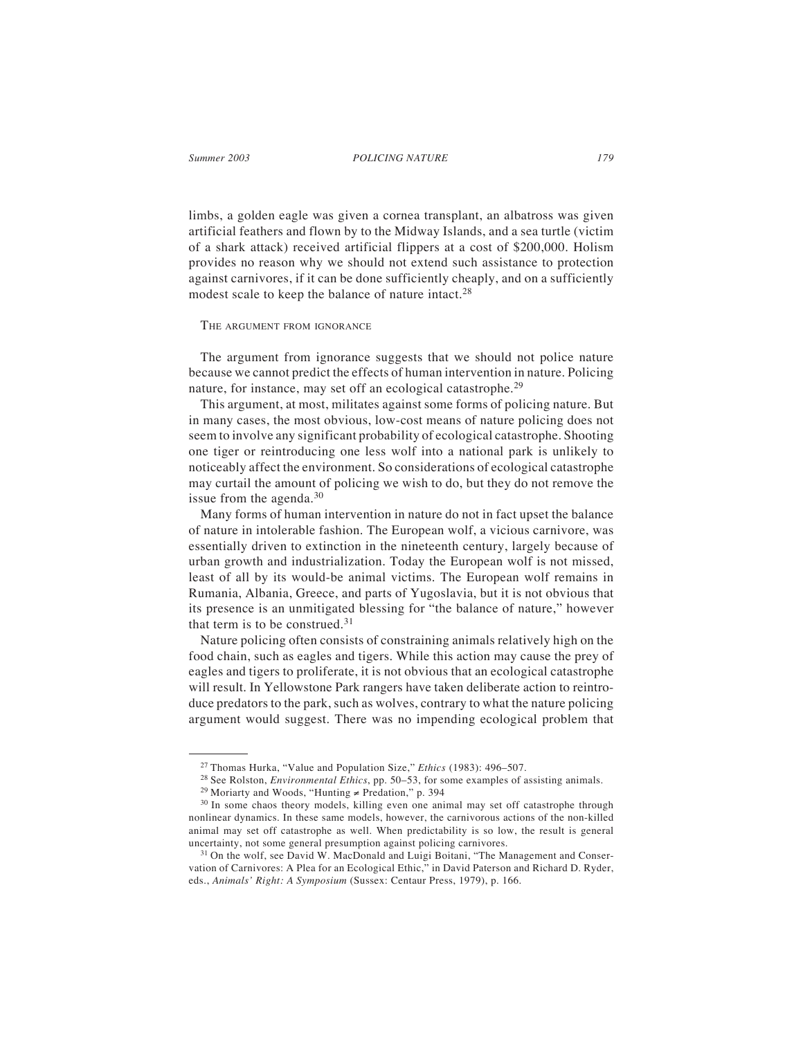limbs, a golden eagle was given a cornea transplant, an albatross was given artificial feathers and flown by to the Midway Islands, and a sea turtle (victim of a shark attack) received artificial flippers at a cost of $200,000. Holism provides no reason why we should not extend such assistance to protection against carnivores, if it can be done sufficiently cheaply, and on a sufficiently modest scale to keep the balance of nature intact.[28]

## The argument from ignorance

The argument from ignorance suggests that we should not police nature because we cannot predict the effects of human intervention in nature. Policing nature, for instance, may set off an ecological catastrophe.[29]

This argument, at most, militates against some forms of policing nature. But in many cases, the most obvious, low-cost means of nature policing does not seem to involve any significant probability of ecological catastrophe. Shooting one tiger or reintroducing one less wolf into a national park is unlikely to noticeably affect the environment. So considerations of ecological catastrophe may curtail the amount of policing we wish to do, but they do not remove the issue from the agenda.[30]

Many forms of human intervention in nature do not in fact upset the balance of nature in intolerable fashion. The European wolf, a vicious carnivore, was essentially driven to extinction in the nineteenth century, largely because of urban growth and industrialization. Today the European wolf is not missed, least of all by its would-be animal victims. The European wolf remains in Rumania, Albania, Greece, and parts of Yugoslavia, but it is not obvious that its presence is an unmitigated blessing for "the balance of nature," however that term is to be construed.[31]

Nature policing often consists of constraining animals relatively high on the food chain, such as eagles and tigers. While this action may cause the prey of eagles and tigers to proliferate, it is not obvious that an ecological catastrophe will result. In Yellowstone Park rangers have taken deliberate action to reintroduce predators to the park, such as wolves, contrary to what the nature policing argument would suggest. There was no impending ecological problem that

---

[27] Thomas Hurka, "Value and Population Size," *Ethics* (1983): 496–507.

[28] See Rolston, *Environmental Ethics*, pp. 50–53, for some examples of assisting animals.

[29] Moriarty and Woods, "Hunting ≠ Predation," p. 394

[30] In some chaos theory models, killing even one animal may set off catastrophe through nonlinear dynamics. In these same models, however, the carnivorous actions of the non-killed animal may set off catastrophe as well. When predictability is so low, the result is general uncertainty, not some general presumption against policing carnivores.

[31] On the wolf, see David W. MacDonald and Luigi Boitani, "The Management and Conservation of Carnivores: A Plea for an Ecological Ethic," in David Paterson and Richard D. Ryder, eds., *Animals' Right: A Symposium* (Sussex: Centaur Press, 1979), p. 166.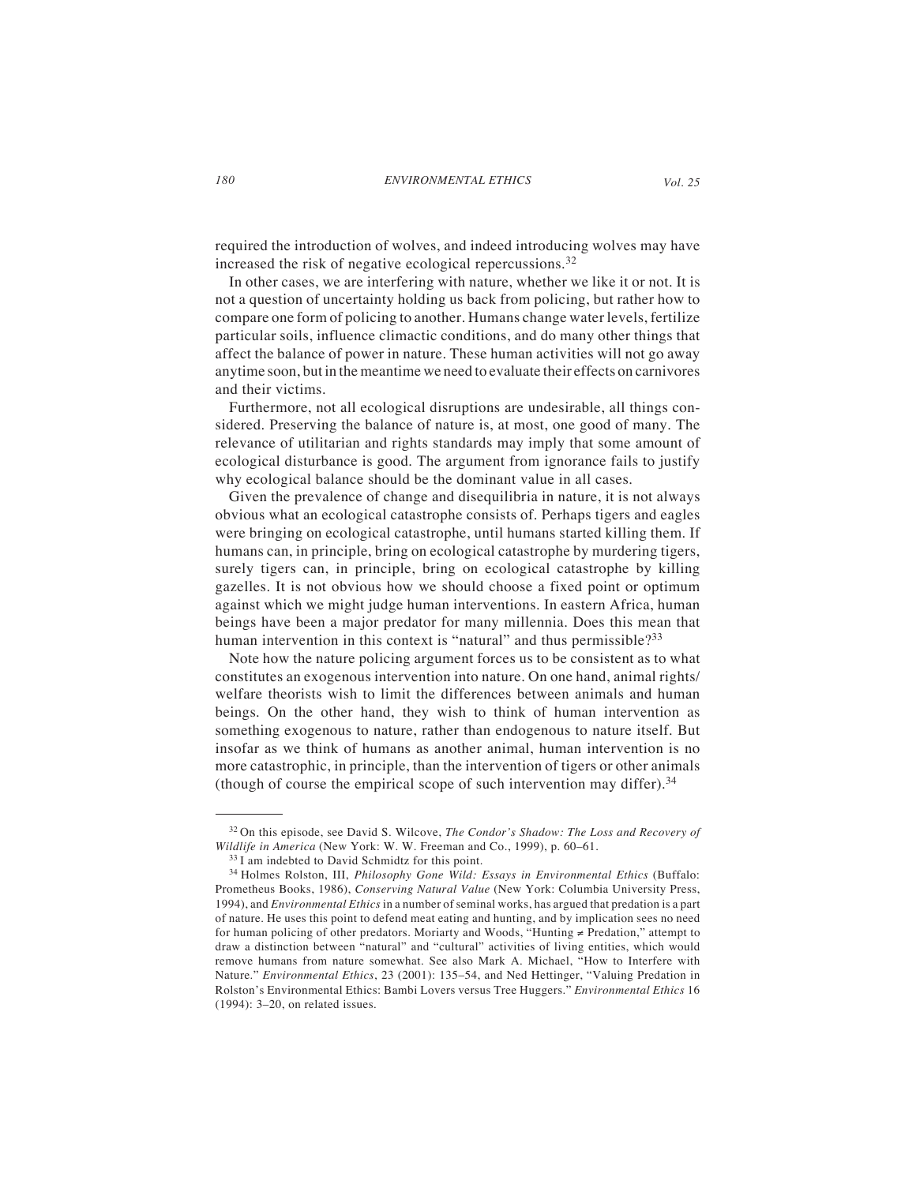required the introduction of wolves, and indeed introducing wolves may have increased the risk of negative ecological repercussions.[32]

In other cases, we are interfering with nature, whether we like it or not. It is not a question of uncertainty holding us back from policing, but rather how to compare one form of policing to another. Humans change water levels, fertilize particular soils, influence climactic conditions, and do many other things that affect the balance of power in nature. These human activities will not go away anytime soon, but in the meantime we need to evaluate their effects on carnivores and their victims.

Furthermore, not all ecological disruptions are undesirable, all things considered. Preserving the balance of nature is, at most, one good of many. The relevance of utilitarian and rights standards may imply that some amount of ecological disturbance is good. The argument from ignorance fails to justify why ecological balance should be the dominant value in all cases.

Given the prevalence of change and disequilibria in nature, it is not always obvious what an ecological catastrophe consists of. Perhaps tigers and eagles were bringing on ecological catastrophe, until humans started killing them. If humans can, in principle, bring on ecological catastrophe by murdering tigers, surely tigers can, in principle, bring on ecological catastrophe by killing gazelles. It is not obvious how we should choose a fixed point or optimum against which we might judge human interventions. In eastern Africa, human beings have been a major predator for many millennia. Does this mean that human intervention in this context is "natural" and thus permissible?[33]

Note how the nature policing argument forces us to be consistent as to what constitutes an exogenous intervention into nature. On one hand, animal rights/ welfare theorists wish to limit the differences between animals and human beings. On the other hand, they wish to think of human intervention as something exogenous to nature, rather than endogenous to nature itself. But insofar as we think of humans as another animal, human intervention is no more catastrophic, in principle, than the intervention of tigers or other animals (though of course the empirical scope of such intervention may differ).[34]

---

[32] On this episode, see David S. Wilcove, *The Condor's Shadow: The Loss and Recovery of Wildlife in America* (New York: W. W. Freeman and Co., 1999), p. 60–61.

[33] I am indebted to David Schmidtz for this point.

[34] Holmes Rolston, III, *Philosophy Gone Wild: Essays in Environmental Ethics* (Buffalo: Prometheus Books, 1986), *Conserving Natural Value* (New York: Columbia University Press, 1994), and *Environmental Ethics* in a number of seminal works, has argued that predation is a part of nature. He uses this point to defend meat eating and hunting, and by implication sees no need for human policing of other predators. Moriarty and Woods, "Hunting ≠ Predation," attempt to draw a distinction between "natural" and "cultural" activities of living entities, which would remove humans from nature somewhat. See also Mark A. Michael, "How to Interfere with Nature." *Environmental Ethics*, 23 (2001): 135–54, and Ned Hettinger, "Valuing Predation in Rolston's Environmental Ethics: Bambi Lovers versus Tree Huggers." *Environmental Ethics* 16 (1994): 3–20, on related issues.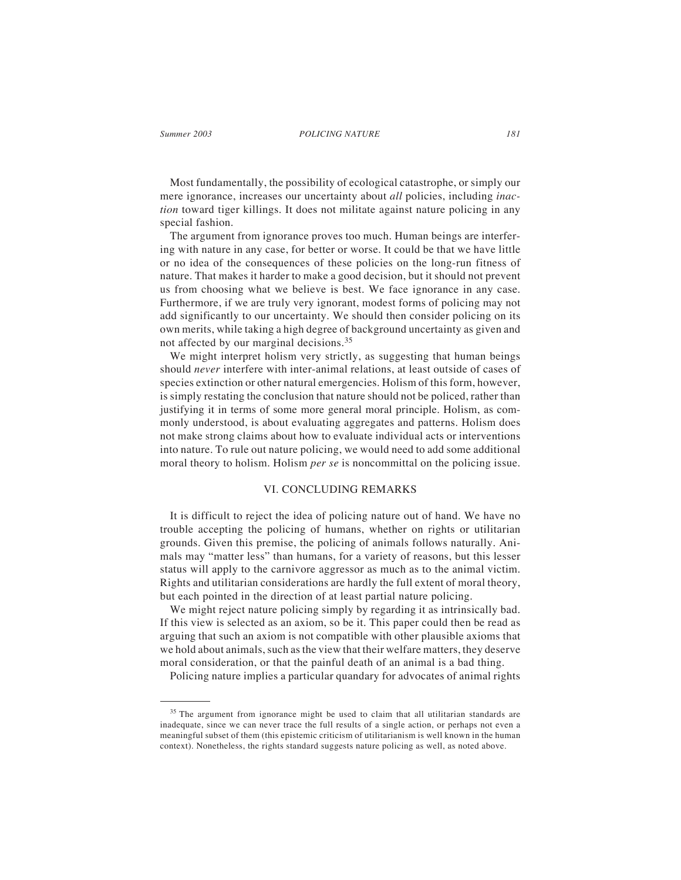Most fundamentally, the possibility of ecological catastrophe, or simply our mere ignorance, increases our uncertainty about *all* policies, including *inaction* toward tiger killings. It does not militate against nature policing in any special fashion.

The argument from ignorance proves too much. Human beings are interfering with nature in any case, for better or worse. It could be that we have little or no idea of the consequences of these policies on the long-run fitness of nature. That makes it harder to make a good decision, but it should not prevent us from choosing what we believe is best. We face ignorance in any case. Furthermore, if we are truly very ignorant, modest forms of policing may not add significantly to our uncertainty. We should then consider policing on its own merits, while taking a high degree of background uncertainty as given and not affected by our marginal decisions.[35]

We might interpret holism very strictly, as suggesting that human beings should *never* interfere with inter-animal relations, at least outside of cases of species extinction or other natural emergencies. Holism of this form, however, is simply restating the conclusion that nature should not be policed, rather than justifying it in terms of some more general moral principle. Holism, as commonly understood, is about evaluating aggregates and patterns. Holism does not make strong claims about how to evaluate individual acts or interventions into nature. To rule out nature policing, we would need to add some additional moral theory to holism. Holism *per se* is noncommittal on the policing issue.

## VI. CONCLUDING REMARKS

It is difficult to reject the idea of policing nature out of hand. We have no trouble accepting the policing of humans, whether on rights or utilitarian grounds. Given this premise, the policing of animals follows naturally. Animals may "matter less" than humans, for a variety of reasons, but this lesser status will apply to the carnivore aggressor as much as to the animal victim. Rights and utilitarian considerations are hardly the full extent of moral theory, but each pointed in the direction of at least partial nature policing.

We might reject nature policing simply by regarding it as intrinsically bad. If this view is selected as an axiom, so be it. This paper could then be read as arguing that such an axiom is not compatible with other plausible axioms that we hold about animals, such as the view that their welfare matters, they deserve moral consideration, or that the painful death of an animal is a bad thing.

Policing nature implies a particular quandary for advocates of animal rights

---

[35] The argument from ignorance might be used to claim that all utilitarian standards are inadequate, since we can never trace the full results of a single action, or perhaps not even a meaningful subset of them (this epistemic criticism of utilitarianism is well known in the human context). Nonetheless, the rights standard suggests nature policing as well, as noted above.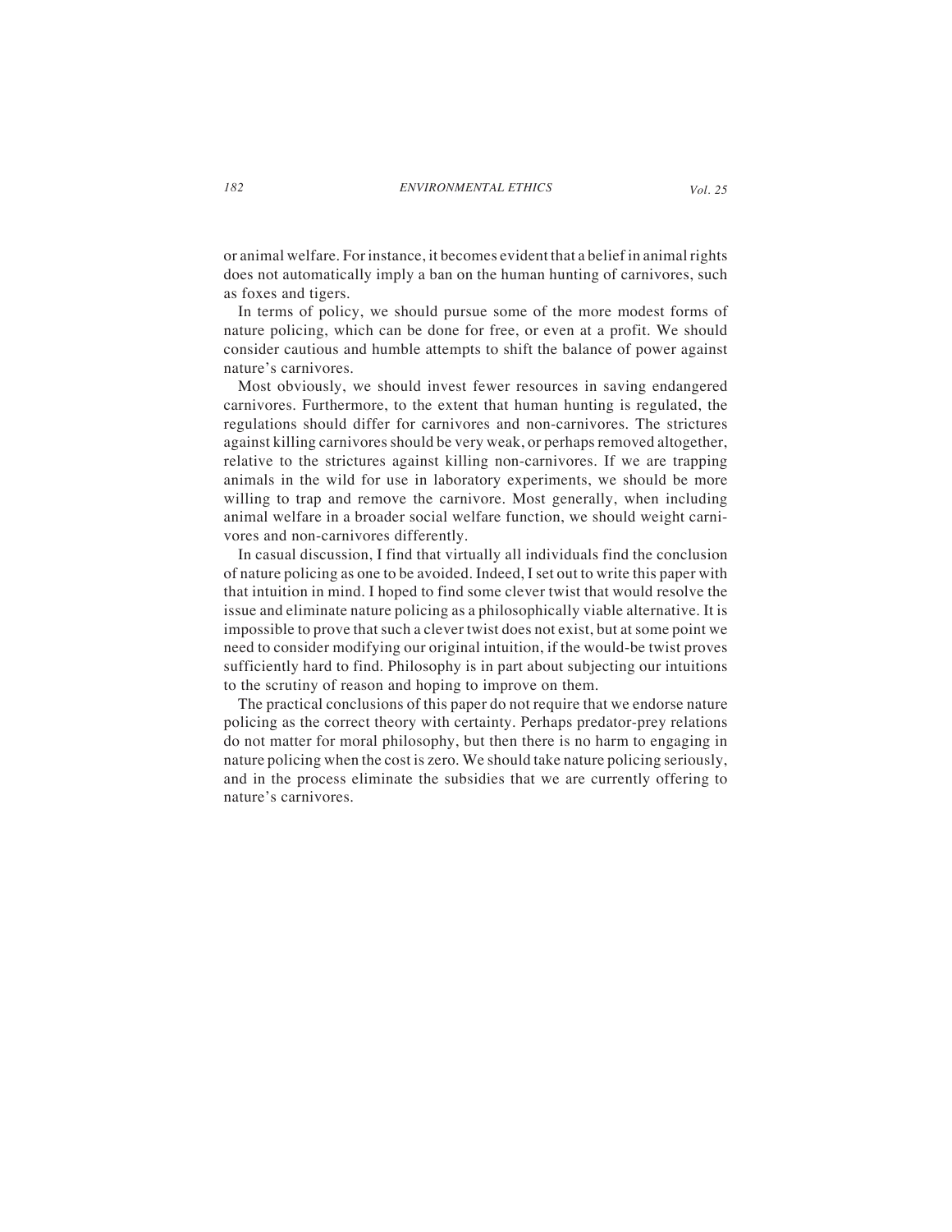or animal welfare. For instance, it becomes evident that a belief in animal rights does not automatically imply a ban on the human hunting of carnivores, such as foxes and tigers.

In terms of policy, we should pursue some of the more modest forms of nature policing, which can be done for free, or even at a profit. We should consider cautious and humble attempts to shift the balance of power against nature's carnivores.

Most obviously, we should invest fewer resources in saving endangered carnivores. Furthermore, to the extent that human hunting is regulated, the regulations should differ for carnivores and non-carnivores. The strictures against killing carnivores should be very weak, or perhaps removed altogether, relative to the strictures against killing non-carnivores. If we are trapping animals in the wild for use in laboratory experiments, we should be more willing to trap and remove the carnivore. Most generally, when including animal welfare in a broader social welfare function, we should weight carnivores and non-carnivores differently.

In casual discussion, I find that virtually all individuals find the conclusion of nature policing as one to be avoided. Indeed, I set out to write this paper with that intuition in mind. I hoped to find some clever twist that would resolve the issue and eliminate nature policing as a philosophically viable alternative. It is impossible to prove that such a clever twist does not exist, but at some point we need to consider modifying our original intuition, if the would-be twist proves sufficiently hard to find. Philosophy is in part about subjecting our intuitions to the scrutiny of reason and hoping to improve on them.

The practical conclusions of this paper do not require that we endorse nature policing as the correct theory with certainty. Perhaps predator-prey relations do not matter for moral philosophy, but then there is no harm to engaging in nature policing when the cost is zero. We should take nature policing seriously, and in the process eliminate the subsidies that we are currently offering to nature's carnivores.